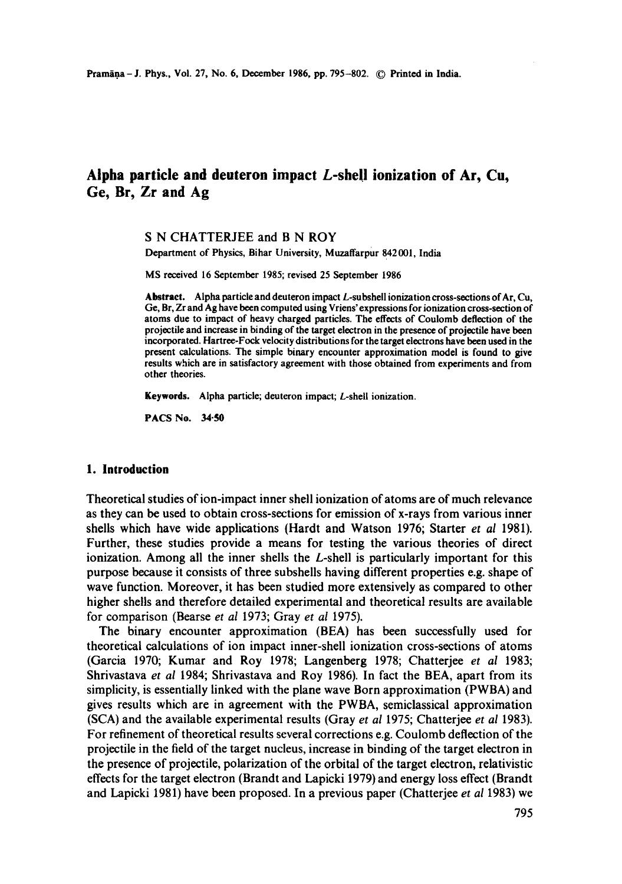# Alpha particle and deuteron impact L-shell ionization of Ar, Cu, Ge, Br, Zr and Ag

S N CHATTERJEE and B N ROY

Department of Physics, Bihar University, Muzaffarpur 842001, India

MS received 16 September 1985; revised 25 September 1986

**Abstract.** Alpha particle and deuteron impact L-subshell ionization cross-sections of Ar, Cu, Ge, Br, Zr and Ag have been computed using Vriens' expressions for ionization cross-section of atoms due to impact of heavy charged particles. The effects of Coulomb deflection of the projectile and increase in binding of the target electron in the presence of projectile have been incorporated. Hartree-Fock velocity distributions for the target electrons have been used in the present calculations. The simple binary encounter approximation model is found to give results which are in satisfactory agreement with those obtained from experiments and from other theories.

**Keywords.** Alpha particle; deuteron impact; L-shell ionization.

**PACS No.** 34·50

## 1. Introduction

Theoretical studies of ion-impact inner shell ionization of atoms are of much relevance as they can be used to obtain cross-sections for emission of x-rays from various inner shells which have wide applications (Hardt and Watson 1976; Starter *et al* 1981). Further, these studies provide a means for testing the various theories of direct ionization. Among all the inner shells the L-shell is particularly important for this purpose because it consists of three subshells having different properties e.g. shape of wave function. Moreover, it has been studied more extensively as compared to other higher shells and therefore detailed experimental and theoretical results are available for comparison (Bearse *et al* 1973; Gray *et al* 1975).

The binary encounter approximation (BEA) has been successfully used for theoretical calculations of ion impact inner-shell ionization cross-sections of atoms (Garcia 1970; Kumar and Roy 1978; Langenberg 1978; Chatterjee *et al* 1983; Shrivastava *et al* 1984; Shrivastava and Roy 1986). In fact the BEA, apart from its simplicity, is essentially linked with the plane wave Born approximation (PWBA) and gives results which are in agreement with the PWBA, semiclassical approximation (SCA) and the available experimental results (Gray *et al* 1975; Chatterjee *et al* 1983). For refinement of theoretical results several corrections e.g. Coulomb deflection of the projectile in the field of the target nucleus, increase in binding of the target electron in the presence of projectile, polarization of the orbital of the target electron, relativistic effects for the target electron (Brandt and Lapicki 1979) and energy loss effect (Brandt and Lapicki 1981) have been proposed. In a previous paper (Chatterjee *et al* 1983) we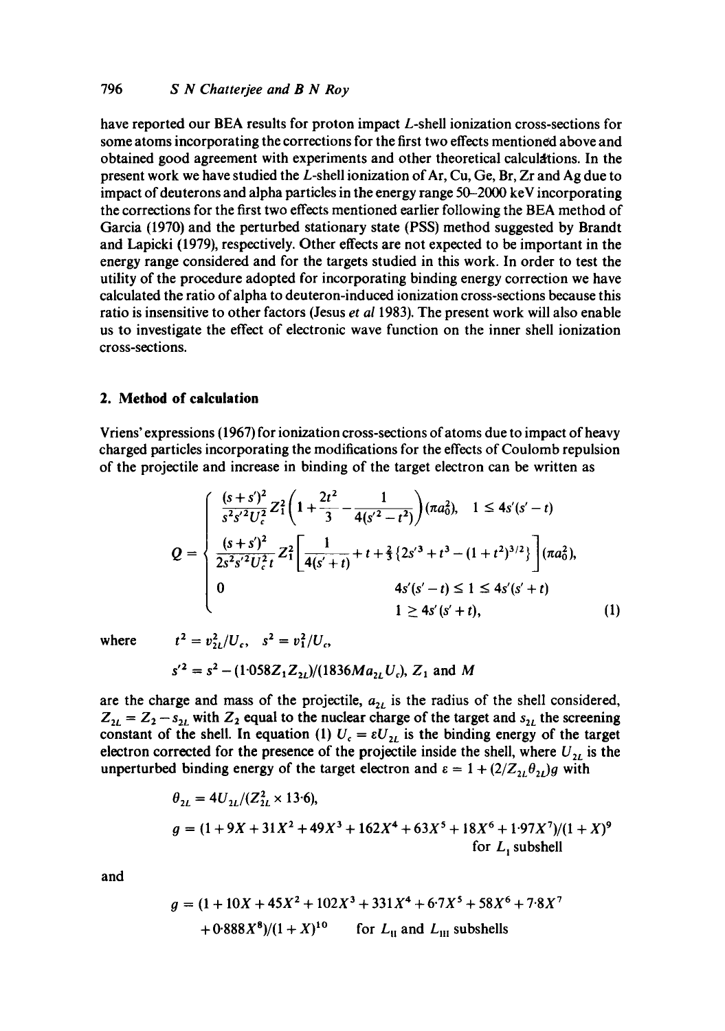have reported our BEA results for proton impact $L$-shell ionization cross-sections for some atoms incorporating the corrections for the first two effects mentioned above and obtained good agreement with experiments and other theoretical calculations. In the present work we have studied the $L$-shell ionization of Ar, Cu, Ge, Br, Zr and Ag due to impact of deuterons and alpha particles in the energy range 50–2000 keV incorporating the corrections for the first two effects mentioned earlier following the BEA method of Garcia (1970) and the perturbed stationary state (PSS) method suggested by Brandt and Lapicki (1979), respectively. Other effects are not expected to be important in the energy range considered and for the targets studied in this work. In order to test the utility of the procedure adopted for incorporating binding energy correction we have calculated the ratio of alpha to deuteron-induced ionization cross-sections because this ratio is insensitive to other factors (Jesus *et al* 1983). The present work will also enable us to investigate the effect of electronic wave function on the inner shell ionization cross-sections.

## 2. Method of calculation

Vriens' expressions (1967) for ionization cross-sections of atoms due to impact of heavy charged particles incorporating the modifications for the effects of Coulomb repulsion of the projectile and increase in binding of the target electron can be written as

$$Q = \begin{cases} \dfrac{(s+s')^2}{s^2 s'^2 U_c^2} Z_1^2 \left(1 + \dfrac{2t^2}{3} - \dfrac{1}{4(s'^2 - t^2)}\right)(\pi a_0^2), & 1 \le 4s'(s'-t) \\[2ex] \dfrac{(s+s')^2}{2s^2 s'^2 U_c^2 t} Z_1^2 \left[\dfrac{1}{4(s'+t)} + t + \tfrac{2}{3}\{2s'^3 + t^3 - (1+t^2)^{3/2}\}\right](\pi a_0^2), & 4s'(s'-t) \le 1 \le 4s'(s'+t) \\[2ex] 0 & 1 \ge 4s'(s'+t), \end{cases} \quad (1)$$

where $t^2 = v_{2L}^2/U_c$, $s^2 = v_1^2/U_c$,

$s'^2 = s^2 - (1{\cdot}058 Z_1 Z_{2L})/(1836 M a_{2L} U_c)$, $Z_1$ and $M$

are the charge and mass of the projectile, $a_{2L}$ is the radius of the shell considered, $Z_{2L} = Z_2 - s_{2L}$ with $Z_2$ equal to the nuclear charge of the target and $s_{2L}$ the screening constant of the shell. In equation (1) $U_c = \varepsilon U_{2L}$ is the binding energy of the target electron corrected for the presence of the projectile inside the shell, where $U_{2L}$ is the unperturbed binding energy of the target electron and $\varepsilon = 1 + (2/Z_{2L}\theta_{2L})g$ with

$$\theta_{2L} = 4U_{2L}/(Z_{2L}^2 \times 13{\cdot}6),$$

$$g = (1 + 9X + 31X^2 + 49X^3 + 162X^4 + 63X^5 + 18X^6 + 1{\cdot}97X^7)/(1+X)^9 \quad \text{for } L_{\text{I}} \text{ subshell}$$

and

$$g = (1 + 10X + 45X^2 + 102X^3 + 331X^4 + 6{\cdot}7X^5 + 58X^6 + 7{\cdot}8X^7 + 0{\cdot}888X^8)/(1+X)^{10} \quad \text{for } L_{\text{II}} \text{ and } L_{\text{III}} \text{ subshells}$$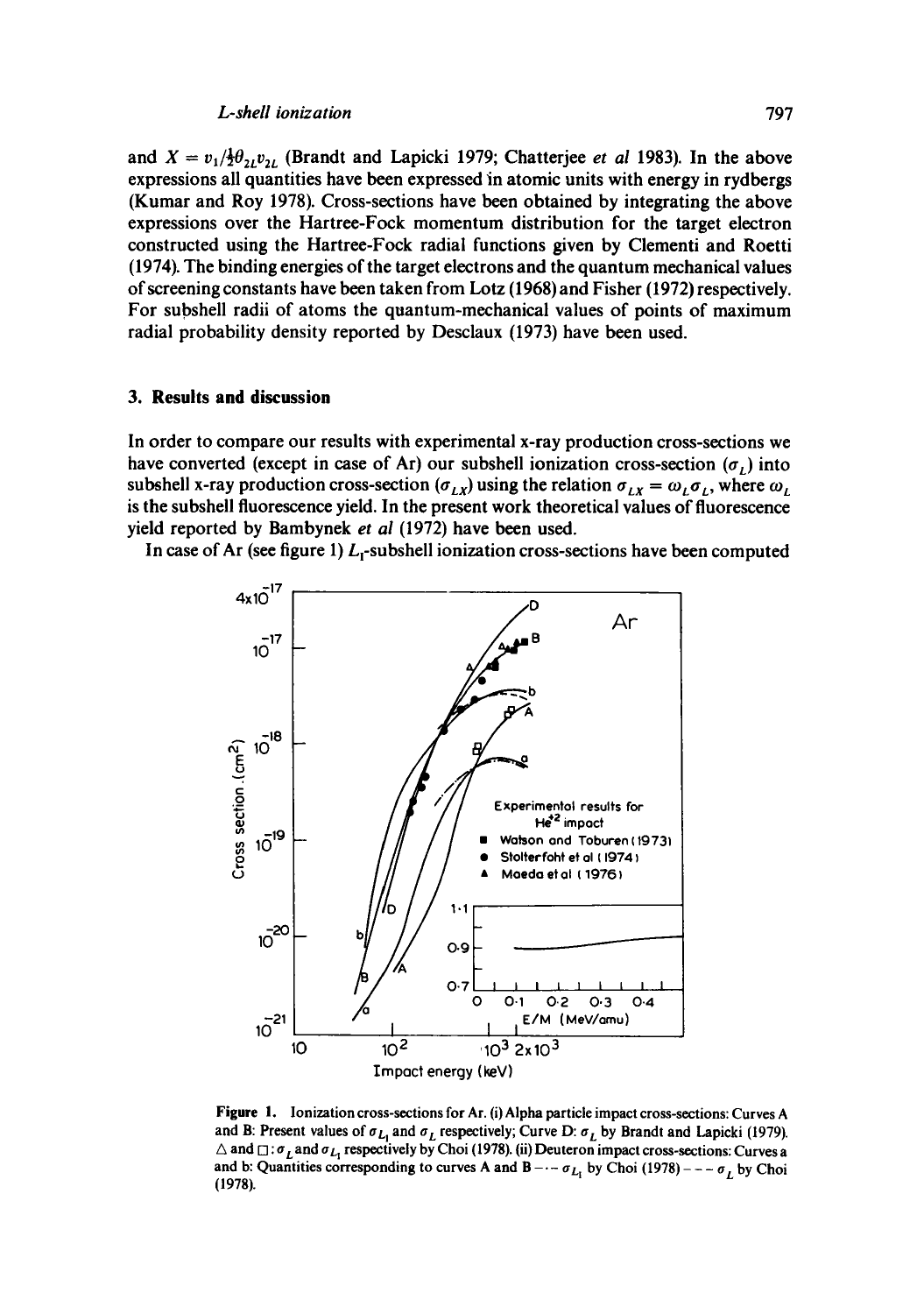and $X = v_1/\frac{1}{2}\theta_{2L}v_{2L}$ (Brandt and Lapicki 1979; Chatterjee *et al* 1983). In the above expressions all quantities have been expressed in atomic units with energy in rydbergs (Kumar and Roy 1978). Cross-sections have been obtained by integrating the above expressions over the Hartree-Fock momentum distribution for the target electron constructed using the Hartree-Fock radial functions given by Clementi and Roetti (1974). The binding energies of the target electrons and the quantum mechanical values of screening constants have been taken from Lotz (1968) and Fisher (1972) respectively. For subshell radii of atoms the quantum-mechanical values of points of maximum radial probability density reported by Desclaux (1973) have been used.

## 3. Results and discussion

In order to compare our results with experimental x-ray production cross-sections we have converted (except in case of Ar) our subshell ionization cross-section ($\sigma_L$) into subshell x-ray production cross-section ($\sigma_{LX}$) using the relation $\sigma_{LX} = \omega_L \sigma_L$, where $\omega_L$ is the subshell fluorescence yield. In the present work theoretical values of fluorescence yield reported by Bambynek *et al* (1972) have been used.

In case of Ar (see figure 1) $L_1$-subshell ionization cross-sections have been computed

**Figure 1.** Ionization cross-sections for Ar. (i) Alpha particle impact cross-sections: Curves A and B: Present values of $\sigma_{L_1}$ and $\sigma_L$ respectively; Curve D: $\sigma_L$ by Brandt and Lapicki (1979). $\triangle$ and $\square$: $\sigma_L$ and $\sigma_{L_1}$ respectively by Choi (1978). (ii) Deuteron impact cross-sections: Curves a and b: Quantities corresponding to curves A and B —·— $\sigma_{L_1}$ by Choi (1978) – – – $\sigma_L$ by Choi (1978).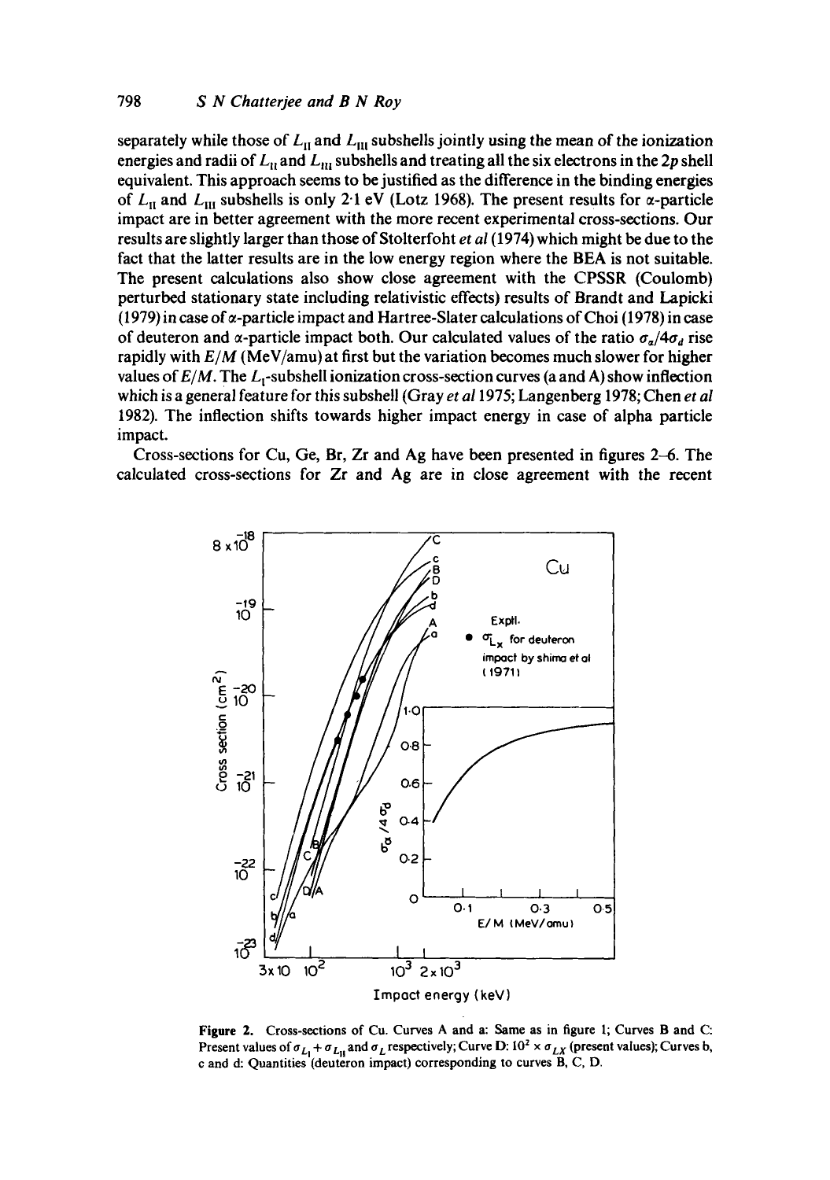separately while those of $L_{II}$ and $L_{III}$ subshells jointly using the mean of the ionization energies and radii of $L_{II}$ and $L_{III}$ subshells and treating all the six electrons in the 2p shell equivalent. This approach seems to be justified as the difference in the binding energies of $L_{II}$ and $L_{III}$ subshells is only 2·1 eV (Lotz 1968). The present results for α-particle impact are in better agreement with the more recent experimental cross-sections. Our results are slightly larger than those of Stolterfoht *et al* (1974) which might be due to the fact that the latter results are in the low energy region where the BEA is not suitable. The present calculations also show close agreement with the CPSSR (Coulomb) perturbed stationary state including relativistic effects) results of Brandt and Lapicki (1979) in case of α-particle impact and Hartree-Slater calculations of Choi (1978) in case of deuteron and α-particle impact both. Our calculated values of the ratio $\sigma_\alpha/4\sigma_d$ rise rapidly with $E/M$ (MeV/amu) at first but the variation becomes much slower for higher values of $E/M$. The $L_I$-subshell ionization cross-section curves (a and A) show inflection which is a general feature for this subshell (Gray *et al* 1975; Langenberg 1978; Chen *et al* 1982). The inflection shifts towards higher impact energy in case of alpha particle impact.

Cross-sections for Cu, Ge, Br, Zr and Ag have been presented in figures 2–6. The calculated cross-sections for Zr and Ag are in close agreement with the recent

**Figure 2.** Cross-sections of Cu. Curves A and a: Same as in figure 1; Curves B and C: Present values of $\sigma_{L_I} + \sigma_{L_{II}}$ and $\sigma_L$ respectively; Curve D: $10^2 \times \sigma_{LX}$ (present values); Curves b, c and d: Quantities (deuteron impact) corresponding to curves B, C, D.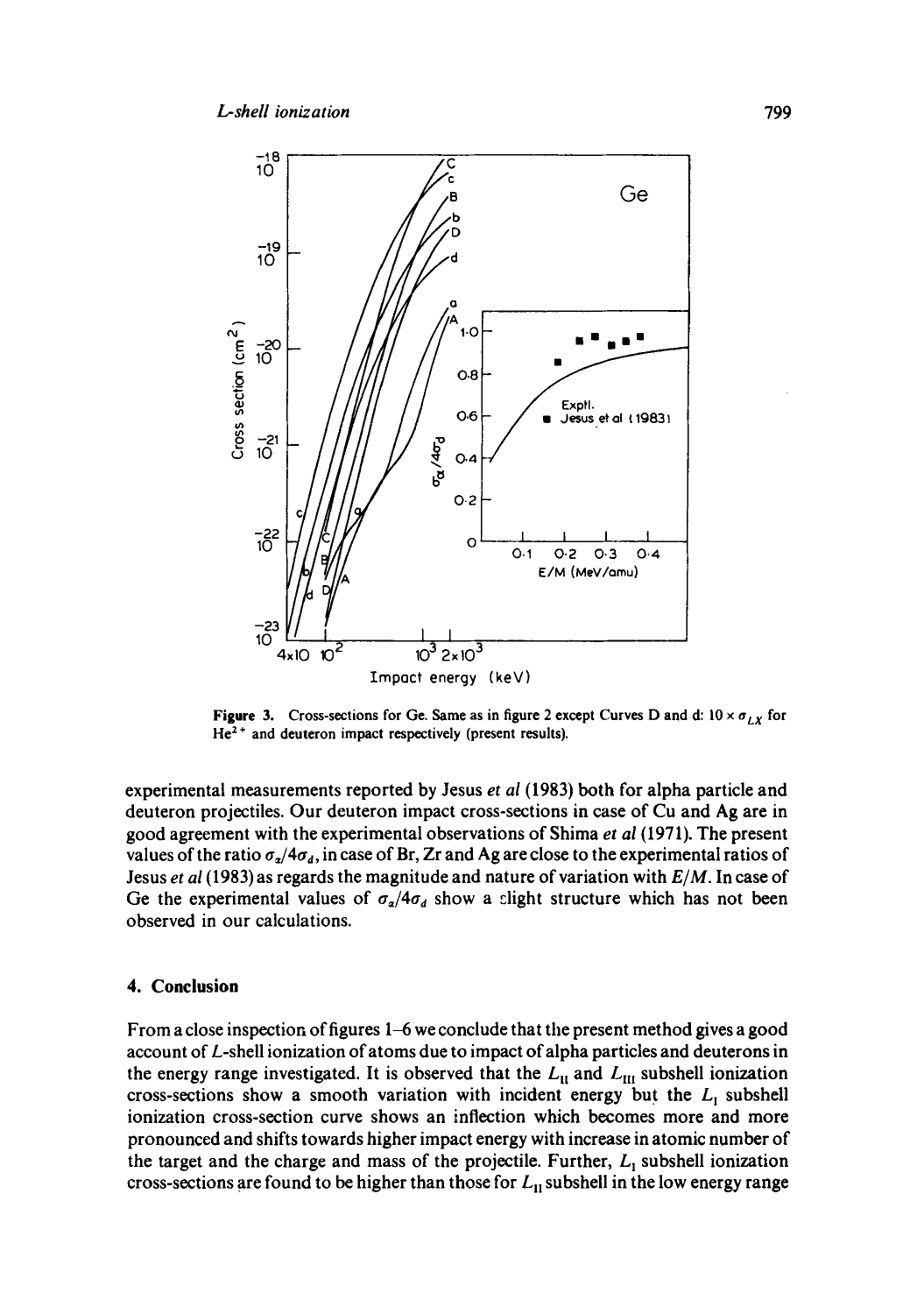Figure 3. Cross-sections for Ge. Same as in figure 2 except Curves D and d: $10 \times \sigma_{LX}$ for $He^{2+}$ and deuteron impact respectively (present results).

experimental measurements reported by Jesus *et al* (1983) both for alpha particle and deuteron projectiles. Our deuteron impact cross-sections in case of Cu and Ag are in good agreement with the experimental observations of Shima *et al* (1971). The present values of the ratio $\sigma_\alpha/4\sigma_d$, in case of Br, Zr and Ag are close to the experimental ratios of Jesus *et al* (1983) as regards the magnitude and nature of variation with $E/M$. In case of Ge the experimental values of $\sigma_\alpha/4\sigma_d$ show a slight structure which has not been observed in our calculations.

## 4. Conclusion

From a close inspection of figures 1–6 we conclude that the present method gives a good account of $L$-shell ionization of atoms due to impact of alpha particles and deuterons in the energy range investigated. It is observed that the $L_{\mathrm{II}}$ and $L_{\mathrm{III}}$ subshell ionization cross-sections show a smooth variation with incident energy but the $L_{\mathrm{I}}$ subshell ionization cross-section curve shows an inflection which becomes more and more pronounced and shifts towards higher impact energy with increase in atomic number of the target and the charge and mass of the projectile. Further, $L_{\mathrm{I}}$ subshell ionization cross-sections are found to be higher than those for $L_{\mathrm{II}}$ subshell in the low energy range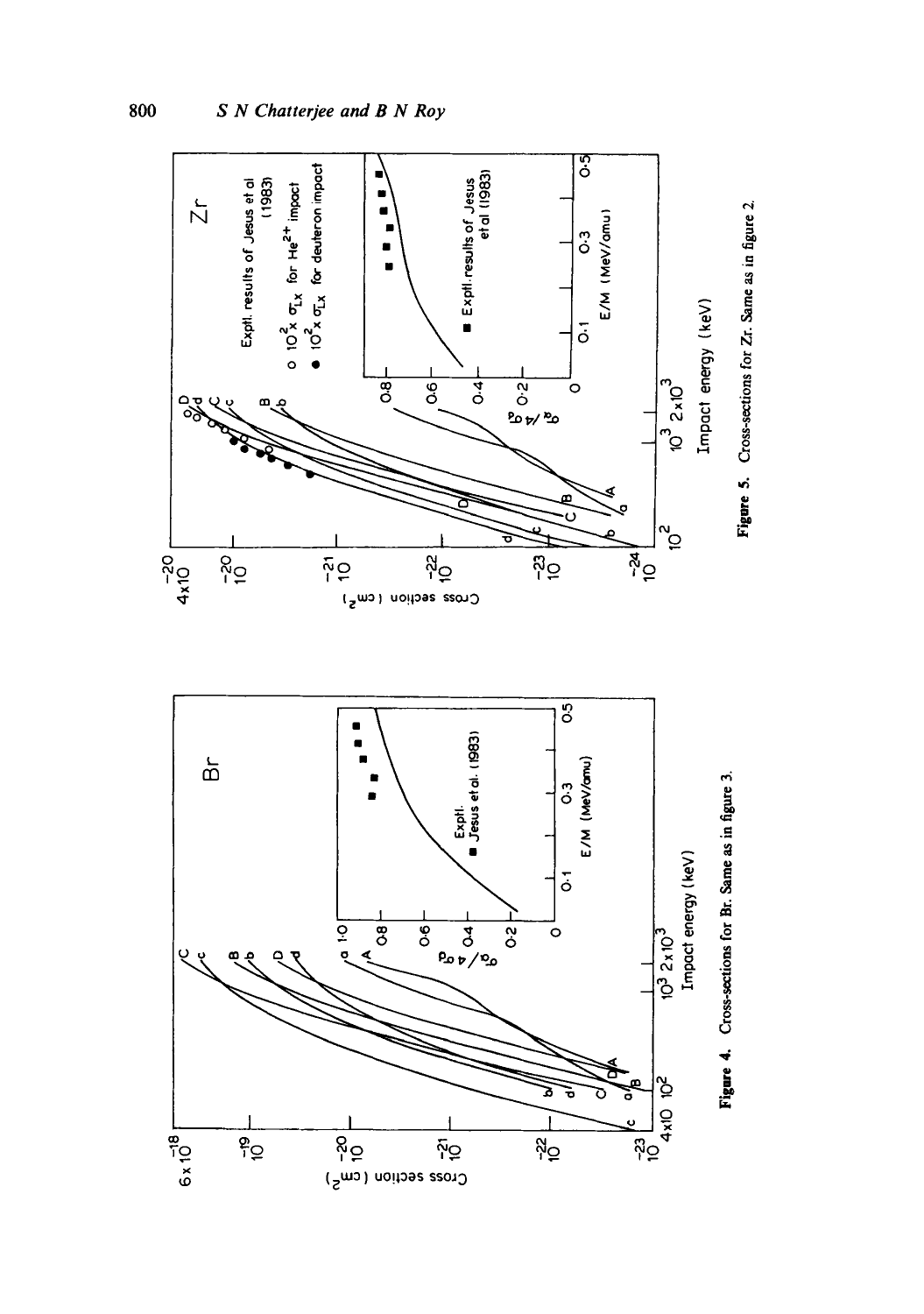Figure 4. Cross-sections for Br. Same as in figure 3.

Figure 5. Cross-sections for Zr. Same as in figure 2.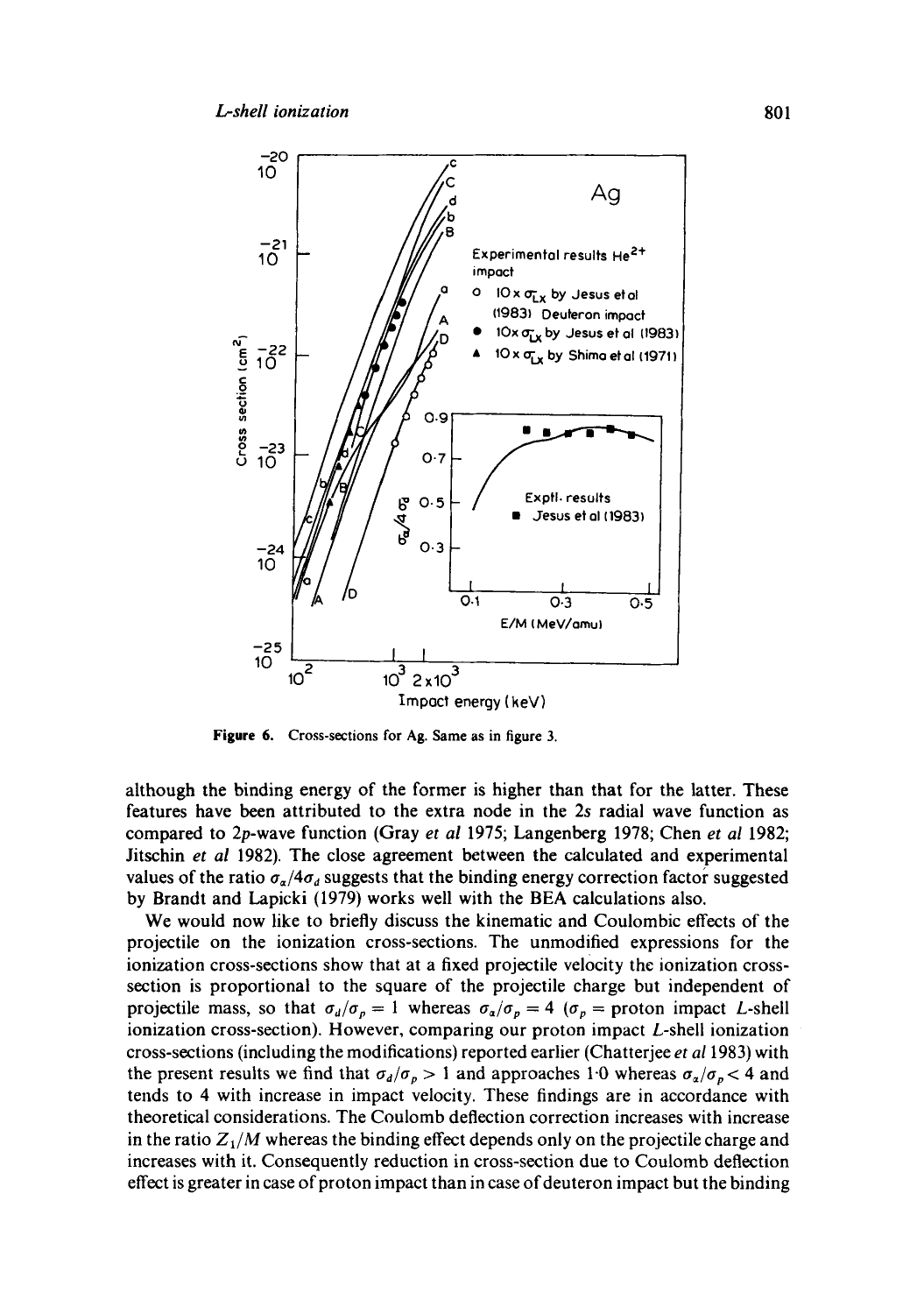**Figure 6.** Cross-sections for Ag. Same as in figure 3.

although the binding energy of the former is higher than that for the latter. These features have been attributed to the extra node in the 2s radial wave function as compared to 2p-wave function (Gray *et al* 1975; Langenberg 1978; Chen *et al* 1982; Jitschin *et al* 1982). The close agreement between the calculated and experimental values of the ratio $\sigma_\alpha/4\sigma_d$ suggests that the binding energy correction factor suggested by Brandt and Lapicki (1979) works well with the BEA calculations also.

We would now like to briefly discuss the kinematic and Coulombic effects of the projectile on the ionization cross-sections. The unmodified expressions for the ionization cross-sections show that at a fixed projectile velocity the ionization cross-section is proportional to the square of the projectile charge but independent of projectile mass, so that $\sigma_d/\sigma_p = 1$ whereas $\sigma_\alpha/\sigma_p = 4$ ($\sigma_p$ = proton impact *L*-shell ionization cross-section). However, comparing our proton impact *L*-shell ionization cross-sections (including the modifications) reported earlier (Chatterjee *et al* 1983) with the present results we find that $\sigma_d/\sigma_p > 1$ and approaches 1·0 whereas $\sigma_\alpha/\sigma_p < 4$ and tends to 4 with increase in impact velocity. These findings are in accordance with theoretical considerations. The Coulomb deflection correction increases with increase in the ratio $Z_1/M$ whereas the binding effect depends only on the projectile charge and increases with it. Consequently reduction in cross-section due to Coulomb deflection effect is greater in case of proton impact than in case of deuteron impact but the binding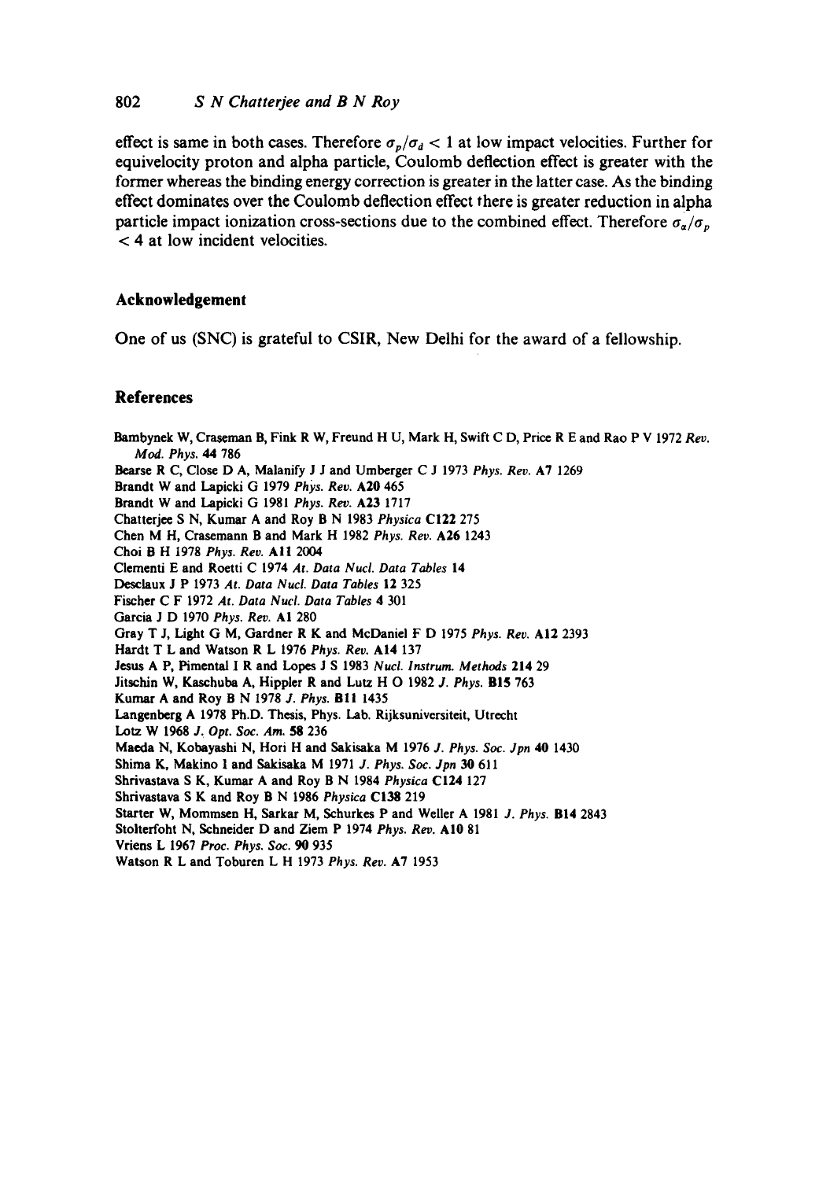effect is same in both cases. Therefore $\sigma_p/\sigma_d < 1$ at low impact velocities. Further for equivelocity proton and alpha particle, Coulomb deflection effect is greater with the former whereas the binding energy correction is greater in the latter case. As the binding effect dominates over the Coulomb deflection effect there is greater reduction in alpha particle impact ionization cross-sections due to the combined effect. Therefore $\sigma_\alpha/\sigma_p < 4$ at low incident velocities.

## Acknowledgement

One of us (SNC) is grateful to CSIR, New Delhi for the award of a fellowship.

## References

Bambynek W, Craseman B, Fink R W, Freund H U, Mark H, Swift C D, Price R E and Rao P V 1972 *Rev. Mod. Phys.* **44** 786

Bearse R C, Close D A, Malanify J J and Umberger C J 1973 *Phys. Rev.* **A7** 1269

Brandt W and Lapicki G 1979 *Phys. Rev.* **A20** 465

Brandt W and Lapicki G 1981 *Phys. Rev.* **A23** 1717

Chatterjee S N, Kumar A and Roy B N 1983 *Physica* **C122** 275

Chen M H, Crasemann B and Mark H 1982 *Phys. Rev.* **A26** 1243

Choi B H 1978 *Phys. Rev.* **A11** 2004

Clementi E and Roetti C 1974 *At. Data Nucl. Data Tables* **14**

Desclaux J P 1973 *At. Data Nucl. Data Tables* **12** 325

Fischer C F 1972 *At. Data Nucl. Data Tables* **4** 301

Garcia J D 1970 *Phys. Rev.* **A1** 280

Gray T J, Light G M, Gardner R K and McDaniel F D 1975 *Phys. Rev.* **A12** 2393

Hardt T L and Watson R L 1976 *Phys. Rev.* **A14** 137

Jesus A P, Pimental I R and Lopes J S 1983 *Nucl. Instrum. Methods* **214** 29

Jitschin W, Kaschuba A, Hippler R and Lutz H O 1982 *J. Phys.* **B15** 763

Kumar A and Roy B N 1978 *J. Phys.* **B11** 1435

Langenberg A 1978 Ph.D. Thesis, Phys. Lab. Rijksuniversiteit, Utrecht

Lotz W 1968 *J. Opt. Soc. Am.* **58** 236

Maeda N, Kobayashi N, Hori H and Sakisaka M 1976 *J. Phys. Soc. Jpn* **40** 1430

Shima K, Makino I and Sakisaka M 1971 *J. Phys. Soc. Jpn* **30** 611

Shrivastava S K, Kumar A and Roy B N 1984 *Physica* **C124** 127

Shrivastava S K and Roy B N 1986 *Physica* **C138** 219

Starter W, Mommsen H, Sarkar M, Schurkes P and Weller A 1981 *J. Phys.* **B14** 2843

Stolterfoht N, Schneider D and Ziem P 1974 *Phys. Rev.* **A10** 81

Vriens L 1967 *Proc. Phys. Soc.* **90** 935

Watson R L and Toburen L H 1973 *Phys. Rev.* **A7** 1953